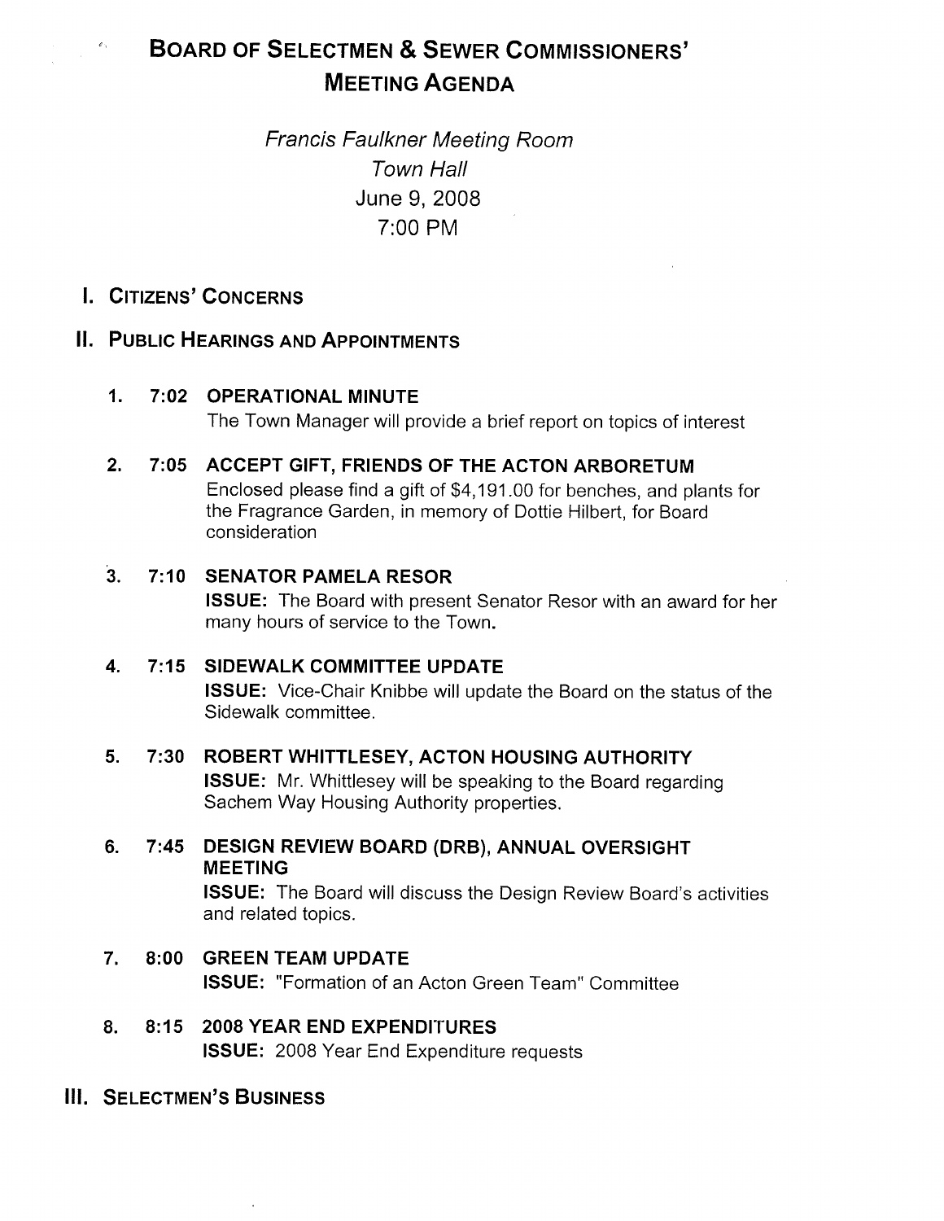# BOARD OF SELECTMEN & SEWER COMMISSIONERS' MEETING AGENDA

*Francis Faulkner Meeting Room*
*Town Hall*
June 9, 2008
7:00 PM

## I. CITIZENS' CONCERNS

## II. PUBLIC HEARINGS AND APPOINTMENTS

1. **7:02 OPERATIONAL MINUTE**
   The Town Manager will provide a brief report on topics of interest

2. **7:05 ACCEPT GIFT, FRIENDS OF THE ACTON ARBORETUM**
   Enclosed please find a gift of $4,191.00 for benches, and plants for the Fragrance Garden, in memory of Dottie Hilbert, for Board consideration

3. **7:10 SENATOR PAMELA RESOR**
   **ISSUE:** The Board with present Senator Resor with an award for her many hours of service to the Town.

4. **7:15 SIDEWALK COMMITTEE UPDATE**
   **ISSUE:** Vice-Chair Knibbe will update the Board on the status of the Sidewalk committee.

5. **7:30 ROBERT WHITTLESEY, ACTON HOUSING AUTHORITY**
   **ISSUE:** Mr. Whittlesey will be speaking to the Board regarding Sachem Way Housing Authority properties.

6. **7:45 DESIGN REVIEW BOARD (DRB), ANNUAL OVERSIGHT MEETING**
   **ISSUE:** The Board will discuss the Design Review Board's activities and related topics.

7. **8:00 GREEN TEAM UPDATE**
   **ISSUE:** "Formation of an Acton Green Team" Committee

8. **8:15 2008 YEAR END EXPENDITURES**
   **ISSUE:** 2008 Year End Expenditure requests

## III. SELECTMEN'S BUSINESS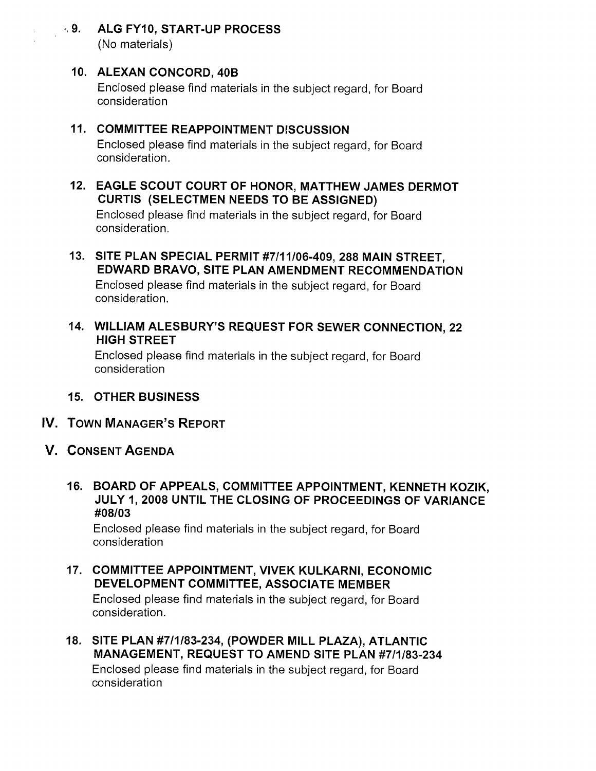9. **ALG FY10, START-UP PROCESS**
   (No materials)

10. **ALEXAN CONCORD, 40B**
    Enclosed please find materials in the subject regard, for Board consideration

11. **COMMITTEE REAPPOINTMENT DISCUSSION**
    Enclosed please find materials in the subject regard, for Board consideration.

12. **EAGLE SCOUT COURT OF HONOR, MATTHEW JAMES DERMOT CURTIS (SELECTMEN NEEDS TO BE ASSIGNED)**
    Enclosed please find materials in the subject regard, for Board consideration.

13. **SITE PLAN SPECIAL PERMIT #7/11/06-409, 288 MAIN STREET, EDWARD BRAVO, SITE PLAN AMENDMENT RECOMMENDATION**
    Enclosed please find materials in the subject regard, for Board consideration.

14. **WILLIAM ALESBURY'S REQUEST FOR SEWER CONNECTION, 22 HIGH STREET**
    Enclosed please find materials in the subject regard, for Board consideration

15. **OTHER BUSINESS**

## IV. TOWN MANAGER'S REPORT

## V. CONSENT AGENDA

16. **BOARD OF APPEALS, COMMITTEE APPOINTMENT, KENNETH KOZIK, JULY 1, 2008 UNTIL THE CLOSING OF PROCEEDINGS OF VARIANCE #08/03**
    Enclosed please find materials in the subject regard, for Board consideration

17. **COMMITTEE APPOINTMENT, VIVEK KULKARNI, ECONOMIC DEVELOPMENT COMMITTEE, ASSOCIATE MEMBER**
    Enclosed please find materials in the subject regard, for Board consideration.

18. **SITE PLAN #7/1/83-234, (POWDER MILL PLAZA), ATLANTIC MANAGEMENT, REQUEST TO AMEND SITE PLAN #7/1/83-234**
    Enclosed please find materials in the subject regard, for Board consideration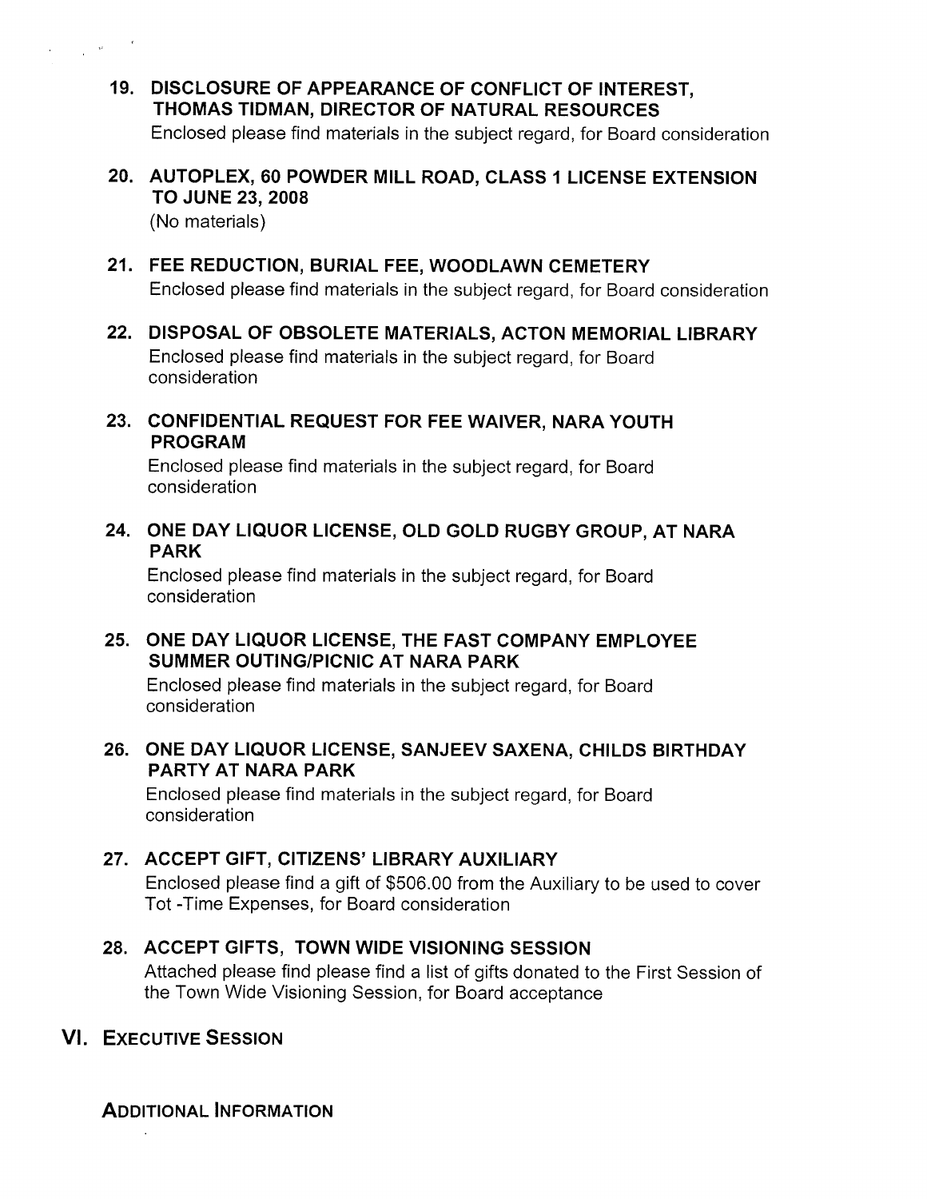**19. DISCLOSURE OF APPEARANCE OF CONFLICT OF INTEREST, THOMAS TIDMAN, DIRECTOR OF NATURAL RESOURCES**

Enclosed please find materials in the subject regard, for Board consideration

**20. AUTOPLEX, 60 POWDER MILL ROAD, CLASS 1 LICENSE EXTENSION TO JUNE 23, 2008**

(No materials)

**21. FEE REDUCTION, BURIAL FEE, WOODLAWN CEMETERY**

Enclosed please find materials in the subject regard, for Board consideration

**22. DISPOSAL OF OBSOLETE MATERIALS, ACTON MEMORIAL LIBRARY**

Enclosed please find materials in the subject regard, for Board consideration

**23. CONFIDENTIAL REQUEST FOR FEE WAIVER, NARA YOUTH PROGRAM**

Enclosed please find materials in the subject regard, for Board consideration

**24. ONE DAY LIQUOR LICENSE, OLD GOLD RUGBY GROUP, AT NARA PARK**

Enclosed please find materials in the subject regard, for Board consideration

**25. ONE DAY LIQUOR LICENSE, THE FAST COMPANY EMPLOYEE SUMMER OUTING/PICNIC AT NARA PARK**

Enclosed please find materials in the subject regard, for Board consideration

**26. ONE DAY LIQUOR LICENSE, SANJEEV SAXENA, CHILDS BIRTHDAY PARTY AT NARA PARK**

Enclosed please find materials in the subject regard, for Board consideration

**27. ACCEPT GIFT, CITIZENS' LIBRARY AUXILIARY**

Enclosed please find a gift of $506.00 from the Auxiliary to be used to cover Tot -Time Expenses, for Board consideration

**28. ACCEPT GIFTS, TOWN WIDE VISIONING SESSION**

Attached please find please find a list of gifts donated to the First Session of the Town Wide Visioning Session, for Board acceptance

## VI. EXECUTIVE SESSION

### ADDITIONAL INFORMATION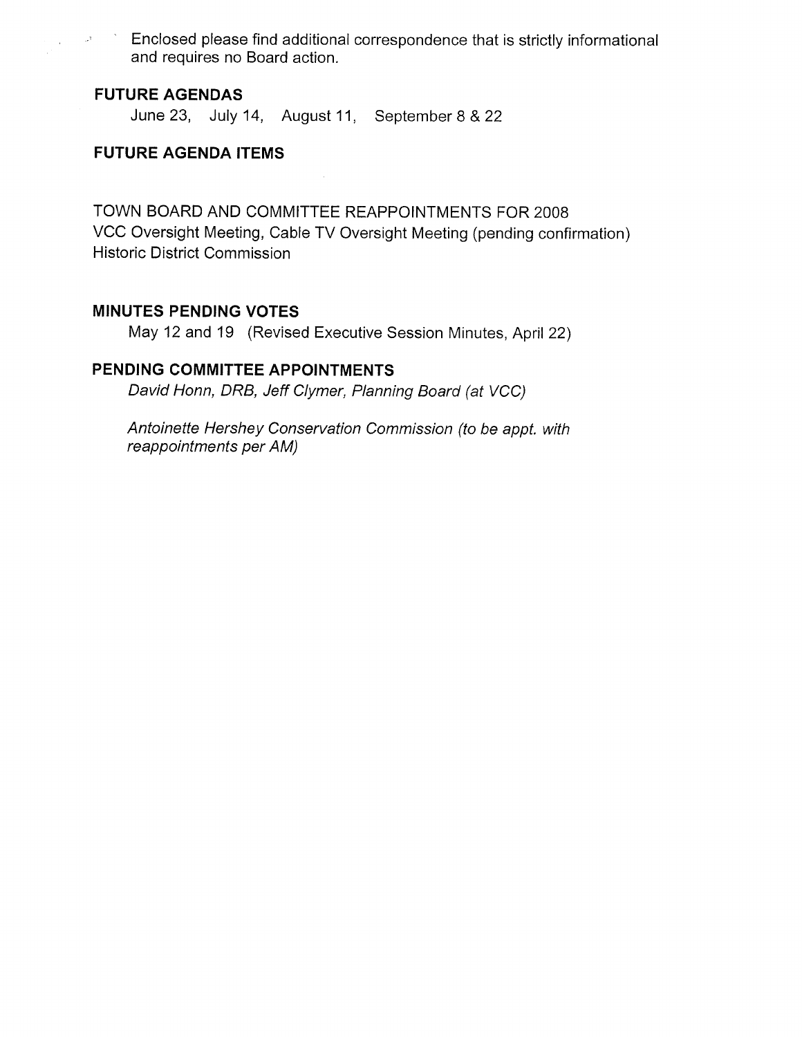Enclosed please find additional correspondence that is strictly informational and requires no Board action.

**FUTURE AGENDAS**

June 23, July 14, August 11, September 8 & 22

**FUTURE AGENDA ITEMS**

TOWN BOARD AND COMMITTEE REAPPOINTMENTS FOR 2008
VCC Oversight Meeting, Cable TV Oversight Meeting (pending confirmation)
Historic District Commission

**MINUTES PENDING VOTES**

May 12 and 19 (Revised Executive Session Minutes, April 22)

**PENDING COMMITTEE APPOINTMENTS**

*David Honn, DRB, Jeff Clymer, Planning Board (at VCC)*

*Antoinette Hershey Conservation Commission (to be appt. with reappointments per AM)*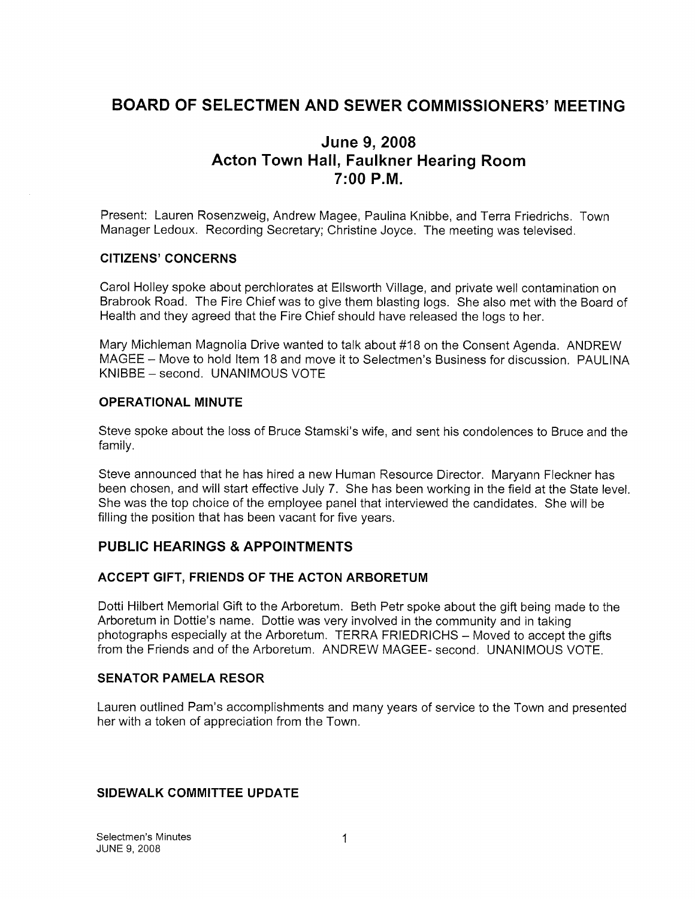# BOARD OF SELECTMEN AND SEWER COMMISSIONERS' MEETING

## June 9, 2008
## Acton Town Hall, Faulkner Hearing Room
## 7:00 P.M.

Present: Lauren Rosenzweig, Andrew Magee, Paulina Knibbe, and Terra Friedrichs. Town Manager Ledoux. Recording Secretary; Christine Joyce. The meeting was televised.

### CITIZENS' CONCERNS

Carol Holley spoke about perchlorates at Ellsworth Village, and private well contamination on Brabrook Road. The Fire Chief was to give them blasting logs. She also met with the Board of Health and they agreed that the Fire Chief should have released the logs to her.

Mary Michleman Magnolia Drive wanted to talk about #18 on the Consent Agenda. ANDREW MAGEE – Move to hold Item 18 and move it to Selectmen's Business for discussion. PAULINA KNIBBE – second. UNANIMOUS VOTE

### OPERATIONAL MINUTE

Steve spoke about the loss of Bruce Stamski's wife, and sent his condolences to Bruce and the family.

Steve announced that he has hired a new Human Resource Director. Maryann Fleckner has been chosen, and will start effective July 7. She has been working in the field at the State level. She was the top choice of the employee panel that interviewed the candidates. She will be filling the position that has been vacant for five years.

## PUBLIC HEARINGS & APPOINTMENTS

### ACCEPT GIFT, FRIENDS OF THE ACTON ARBORETUM

Dotti Hilbert Memorial Gift to the Arboretum. Beth Petr spoke about the gift being made to the Arboretum in Dottie's name. Dottie was very involved in the community and in taking photographs especially at the Arboretum. TERRA FRIEDRICHS – Moved to accept the gifts from the Friends and of the Arboretum. ANDREW MAGEE- second. UNANIMOUS VOTE.

### SENATOR PAMELA RESOR

Lauren outlined Pam's accomplishments and many years of service to the Town and presented her with a token of appreciation from the Town.

### SIDEWALK COMMITTEE UPDATE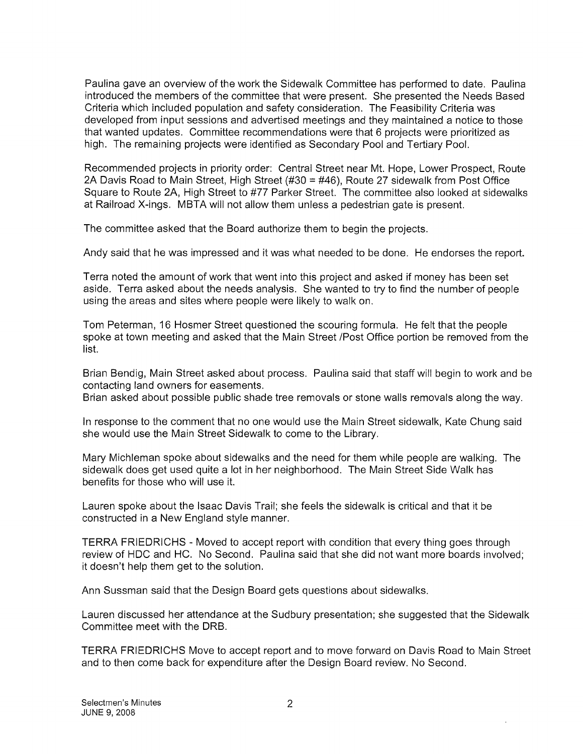Paulina gave an overview of the work the Sidewalk Committee has performed to date. Paulina introduced the members of the committee that were present. She presented the Needs Based Criteria which included population and safety consideration. The Feasibility Criteria was developed from input sessions and advertised meetings and they maintained a notice to those that wanted updates. Committee recommendations were that 6 projects were prioritized as high. The remaining projects were identified as Secondary Pool and Tertiary Pool.

Recommended projects in priority order: Central Street near Mt. Hope, Lower Prospect, Route 2A Davis Road to Main Street, High Street (#30 = #46), Route 27 sidewalk from Post Office Square to Route 2A, High Street to #77 Parker Street. The committee also looked at sidewalks at Railroad X-ings. MBTA will not allow them unless a pedestrian gate is present.

The committee asked that the Board authorize them to begin the projects.

Andy said that he was impressed and it was what needed to be done. He endorses the report.

Terra noted the amount of work that went into this project and asked if money has been set aside. Terra asked about the needs analysis. She wanted to try to find the number of people using the areas and sites where people were likely to walk on.

Tom Peterman, 16 Hosmer Street questioned the scouring formula. He felt that the people spoke at town meeting and asked that the Main Street /Post Office portion be removed from the list.

Brian Bendig, Main Street asked about process. Paulina said that staff will begin to work and be contacting land owners for easements.
Brian asked about possible public shade tree removals or stone walls removals along the way.

In response to the comment that no one would use the Main Street sidewalk, Kate Chung said she would use the Main Street Sidewalk to come to the Library.

Mary Michleman spoke about sidewalks and the need for them while people are walking. The sidewalk does get used quite a lot in her neighborhood. The Main Street Side Walk has benefits for those who will use it.

Lauren spoke about the Isaac Davis Trail; she feels the sidewalk is critical and that it be constructed in a New England style manner.

TERRA FRIEDRICHS - Moved to accept report with condition that every thing goes through review of HDC and HC. No Second. Paulina said that she did not want more boards involved; it doesn't help them get to the solution.

Ann Sussman said that the Design Board gets questions about sidewalks.

Lauren discussed her attendance at the Sudbury presentation; she suggested that the Sidewalk Committee meet with the DRB.

TERRA FRIEDRICHS Move to accept report and to move forward on Davis Road to Main Street and to then come back for expenditure after the Design Board review. No Second.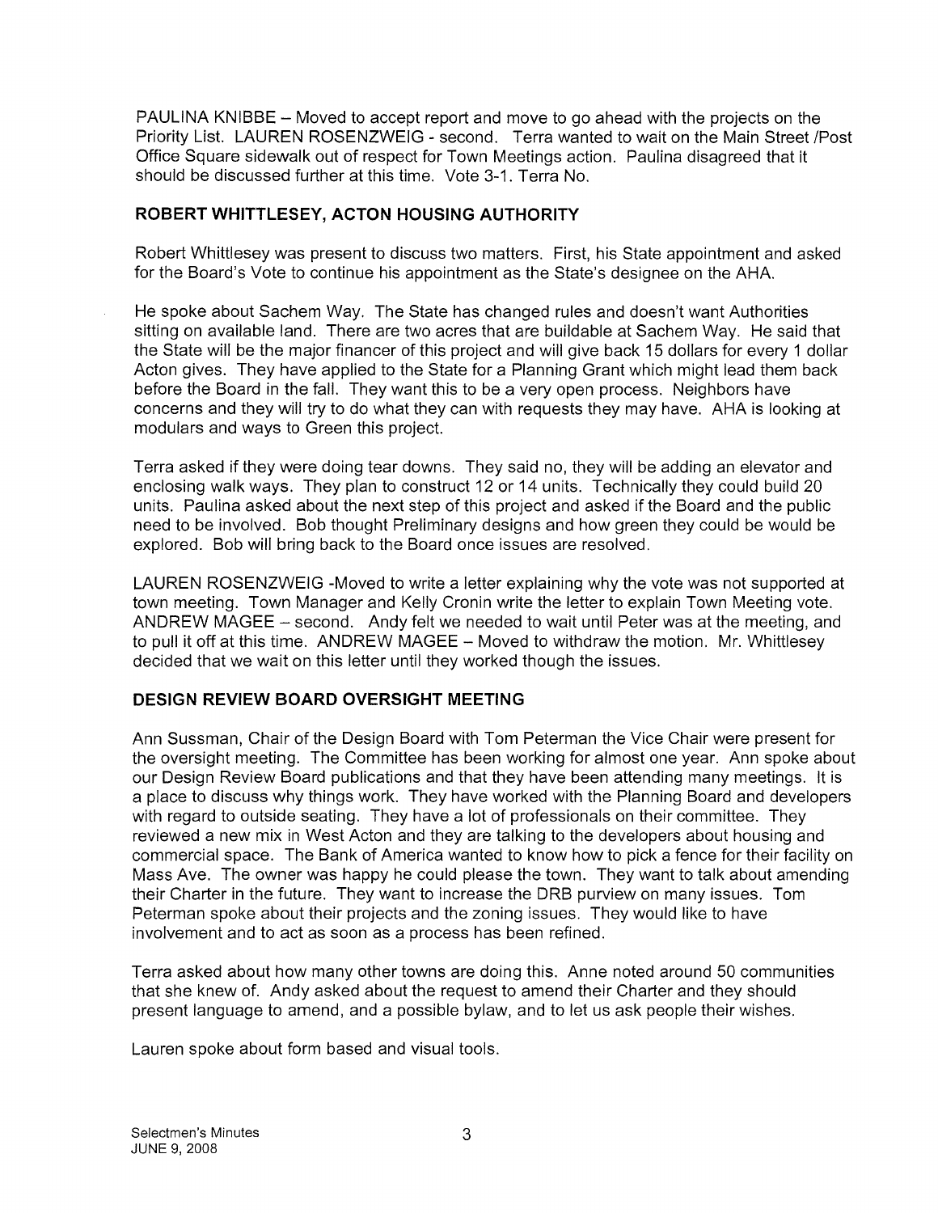PAULINA KNIBBE – Moved to accept report and move to go ahead with the projects on the Priority List. LAUREN ROSENZWEIG - second. Terra wanted to wait on the Main Street /Post Office Square sidewalk out of respect for Town Meetings action. Paulina disagreed that it should be discussed further at this time. Vote 3-1. Terra No.

## ROBERT WHITTLESEY, ACTON HOUSING AUTHORITY

Robert Whittlesey was present to discuss two matters. First, his State appointment and asked for the Board's Vote to continue his appointment as the State's designee on the AHA.

He spoke about Sachem Way. The State has changed rules and doesn't want Authorities sitting on available land. There are two acres that are buildable at Sachem Way. He said that the State will be the major financer of this project and will give back 15 dollars for every 1 dollar Acton gives. They have applied to the State for a Planning Grant which might lead them back before the Board in the fall. They want this to be a very open process. Neighbors have concerns and they will try to do what they can with requests they may have. AHA is looking at modulars and ways to Green this project.

Terra asked if they were doing tear downs. They said no, they will be adding an elevator and enclosing walk ways. They plan to construct 12 or 14 units. Technically they could build 20 units. Paulina asked about the next step of this project and asked if the Board and the public need to be involved. Bob thought Preliminary designs and how green they could be would be explored. Bob will bring back to the Board once issues are resolved.

LAUREN ROSENZWEIG -Moved to write a letter explaining why the vote was not supported at town meeting. Town Manager and Kelly Cronin write the letter to explain Town Meeting vote. ANDREW MAGEE – second. Andy felt we needed to wait until Peter was at the meeting, and to pull it off at this time. ANDREW MAGEE – Moved to withdraw the motion. Mr. Whittlesey decided that we wait on this letter until they worked though the issues.

## DESIGN REVIEW BOARD OVERSIGHT MEETING

Ann Sussman, Chair of the Design Board with Tom Peterman the Vice Chair were present for the oversight meeting. The Committee has been working for almost one year. Ann spoke about our Design Review Board publications and that they have been attending many meetings. It is a place to discuss why things work. They have worked with the Planning Board and developers with regard to outside seating. They have a lot of professionals on their committee. They reviewed a new mix in West Acton and they are talking to the developers about housing and commercial space. The Bank of America wanted to know how to pick a fence for their facility on Mass Ave. The owner was happy he could please the town. They want to talk about amending their Charter in the future. They want to increase the DRB purview on many issues. Tom Peterman spoke about their projects and the zoning issues. They would like to have involvement and to act as soon as a process has been refined.

Terra asked about how many other towns are doing this. Anne noted around 50 communities that she knew of. Andy asked about the request to amend their Charter and they should present language to amend, and a possible bylaw, and to let us ask people their wishes.

Lauren spoke about form based and visual tools.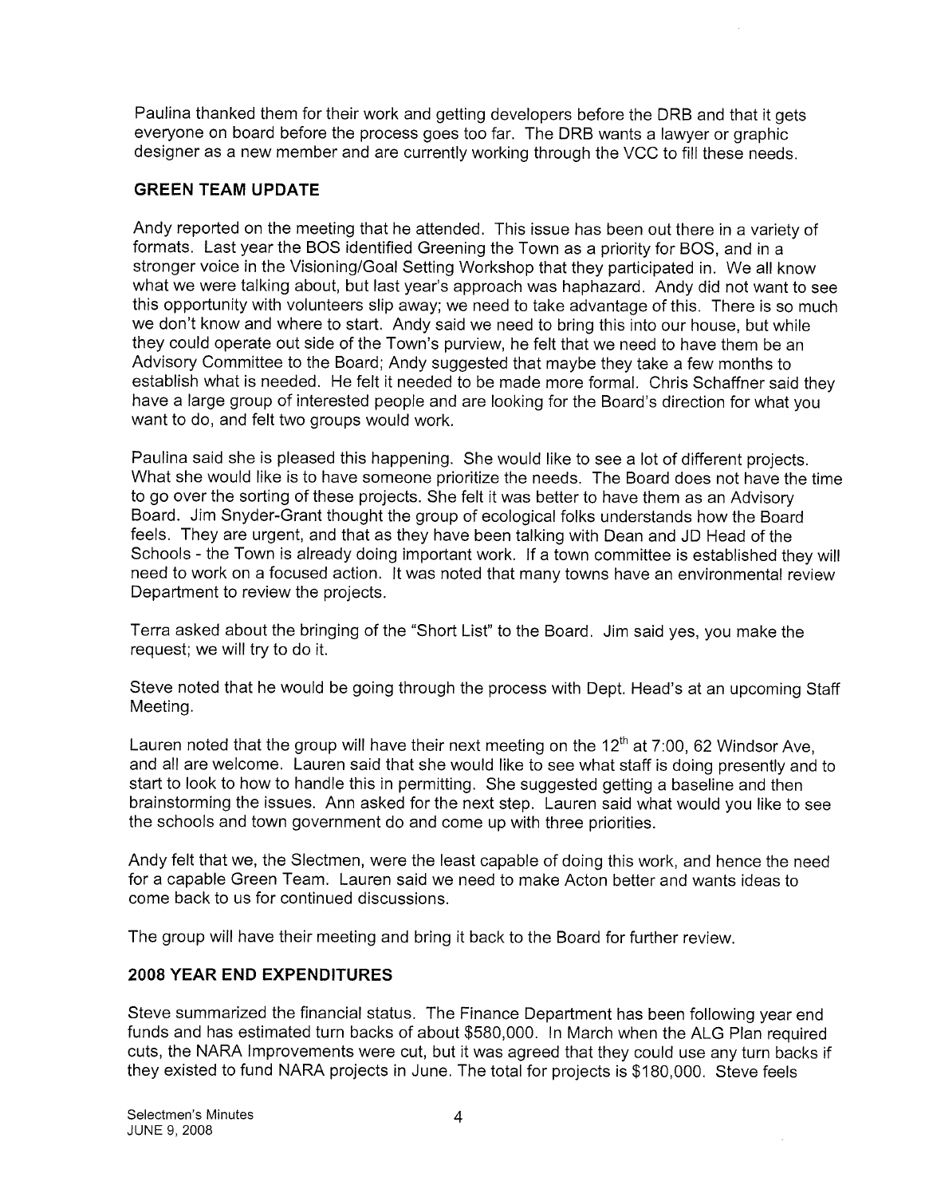Paulina thanked them for their work and getting developers before the DRB and that it gets everyone on board before the process goes too far. The DRB wants a lawyer or graphic designer as a new member and are currently working through the VCC to fill these needs.

## GREEN TEAM UPDATE

Andy reported on the meeting that he attended. This issue has been out there in a variety of formats. Last year the BOS identified Greening the Town as a priority for BOS, and in a stronger voice in the Visioning/Goal Setting Workshop that they participated in. We all know what we were talking about, but last year's approach was haphazard. Andy did not want to see this opportunity with volunteers slip away; we need to take advantage of this. There is so much we don't know and where to start. Andy said we need to bring this into our house, but while they could operate out side of the Town's purview, he felt that we need to have them be an Advisory Committee to the Board; Andy suggested that maybe they take a few months to establish what is needed. He felt it needed to be made more formal. Chris Schaffner said they have a large group of interested people and are looking for the Board's direction for what you want to do, and felt two groups would work.

Paulina said she is pleased this happening. She would like to see a lot of different projects. What she would like is to have someone prioritize the needs. The Board does not have the time to go over the sorting of these projects. She felt it was better to have them as an Advisory Board. Jim Snyder-Grant thought the group of ecological folks understands how the Board feels. They are urgent, and that as they have been talking with Dean and JD Head of the Schools - the Town is already doing important work. If a town committee is established they will need to work on a focused action. It was noted that many towns have an environmental review Department to review the projects.

Terra asked about the bringing of the "Short List" to the Board. Jim said yes, you make the request; we will try to do it.

Steve noted that he would be going through the process with Dept. Head's at an upcoming Staff Meeting.

Lauren noted that the group will have their next meeting on the 12th at 7:00, 62 Windsor Ave, and all are welcome. Lauren said that she would like to see what staff is doing presently and to start to look to how to handle this in permitting. She suggested getting a baseline and then brainstorming the issues. Ann asked for the next step. Lauren said what would you like to see the schools and town government do and come up with three priorities.

Andy felt that we, the Slectmen, were the least capable of doing this work, and hence the need for a capable Green Team. Lauren said we need to make Acton better and wants ideas to come back to us for continued discussions.

The group will have their meeting and bring it back to the Board for further review.

## 2008 YEAR END EXPENDITURES

Steve summarized the financial status. The Finance Department has been following year end funds and has estimated turn backs of about $580,000. In March when the ALG Plan required cuts, the NARA Improvements were cut, but it was agreed that they could use any turn backs if they existed to fund NARA projects in June. The total for projects is $180,000. Steve feels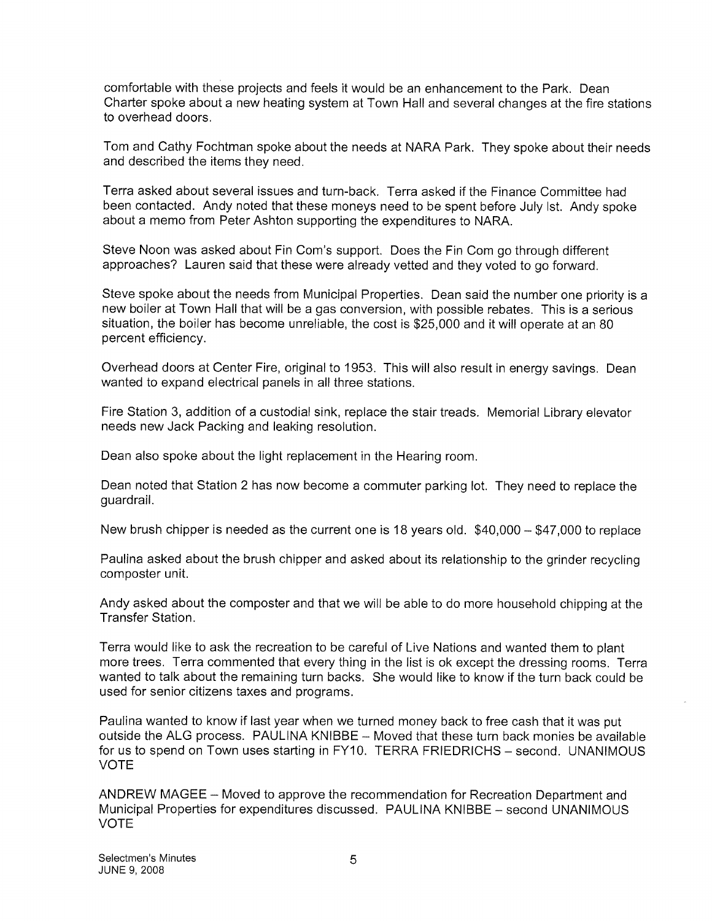comfortable with these projects and feels it would be an enhancement to the Park. Dean Charter spoke about a new heating system at Town Hall and several changes at the fire stations to overhead doors.

Tom and Cathy Fochtman spoke about the needs at NARA Park. They spoke about their needs and described the items they need.

Terra asked about several issues and turn-back. Terra asked if the Finance Committee had been contacted. Andy noted that these moneys need to be spent before July lst. Andy spoke about a memo from Peter Ashton supporting the expenditures to NARA.

Steve Noon was asked about Fin Com's support. Does the Fin Com go through different approaches? Lauren said that these were already vetted and they voted to go forward.

Steve spoke about the needs from Municipal Properties. Dean said the number one priority is a new boiler at Town Hall that will be a gas conversion, with possible rebates. This is a serious situation, the boiler has become unreliable, the cost is $25,000 and it will operate at an 80 percent efficiency.

Overhead doors at Center Fire, original to 1953. This will also result in energy savings. Dean wanted to expand electrical panels in all three stations.

Fire Station 3, addition of a custodial sink, replace the stair treads. Memorial Library elevator needs new Jack Packing and leaking resolution.

Dean also spoke about the light replacement in the Hearing room.

Dean noted that Station 2 has now become a commuter parking lot. They need to replace the guardrail.

New brush chipper is needed as the current one is 18 years old. $40,000 – $47,000 to replace

Paulina asked about the brush chipper and asked about its relationship to the grinder recycling composter unit.

Andy asked about the composter and that we will be able to do more household chipping at the Transfer Station.

Terra would like to ask the recreation to be careful of Live Nations and wanted them to plant more trees. Terra commented that every thing in the list is ok except the dressing rooms. Terra wanted to talk about the remaining turn backs. She would like to know if the turn back could be used for senior citizens taxes and programs.

Paulina wanted to know if last year when we turned money back to free cash that it was put outside the ALG process. PAULINA KNIBBE – Moved that these turn back monies be available for us to spend on Town uses starting in FY10. TERRA FRIEDRICHS – second. UNANIMOUS VOTE

ANDREW MAGEE – Moved to approve the recommendation for Recreation Department and Municipal Properties for expenditures discussed. PAULINA KNIBBE – second UNANIMOUS VOTE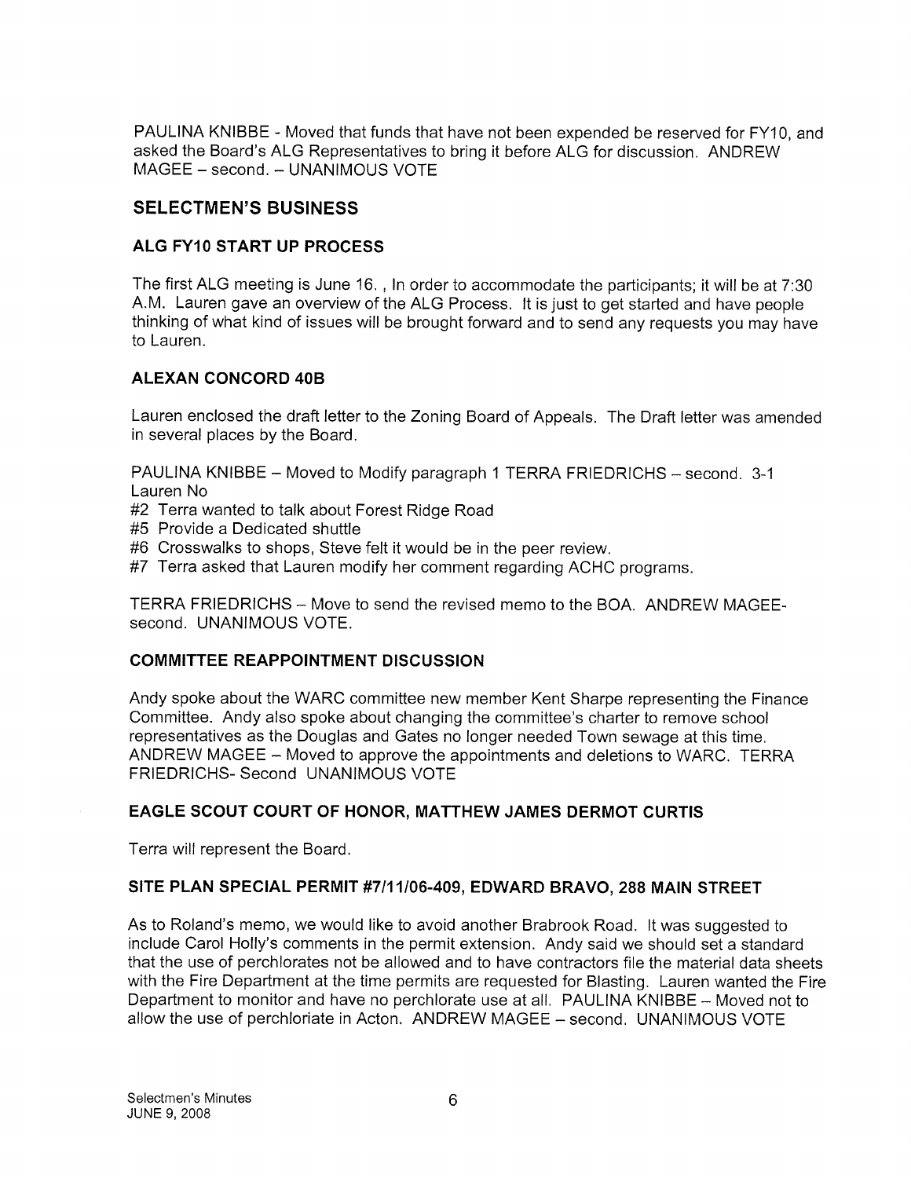PAULINA KNIBBE - Moved that funds that have not been expended be reserved for FY10, and asked the Board's ALG Representatives to bring it before ALG for discussion. ANDREW MAGEE – second. – UNANIMOUS VOTE

## SELECTMEN'S BUSINESS

### ALG FY10 START UP PROCESS

The first ALG meeting is June 16. , In order to accommodate the participants; it will be at 7:30 A.M. Lauren gave an overview of the ALG Process. It is just to get started and have people thinking of what kind of issues will be brought forward and to send any requests you may have to Lauren.

### ALEXAN CONCORD 40B

Lauren enclosed the draft letter to the Zoning Board of Appeals. The Draft letter was amended in several places by the Board.

PAULINA KNIBBE – Moved to Modify paragraph 1 TERRA FRIEDRICHS – second. 3-1 Lauren No

#2 Terra wanted to talk about Forest Ridge Road
#5 Provide a Dedicated shuttle
#6 Crosswalks to shops, Steve felt it would be in the peer review.
#7 Terra asked that Lauren modify her comment regarding ACHC programs.

TERRA FRIEDRICHS – Move to send the revised memo to the BOA. ANDREW MAGEE- second. UNANIMOUS VOTE.

### COMMITTEE REAPPOINTMENT DISCUSSION

Andy spoke about the WARC committee new member Kent Sharpe representing the Finance Committee. Andy also spoke about changing the committee's charter to remove school representatives as the Douglas and Gates no longer needed Town sewage at this time. ANDREW MAGEE – Moved to approve the appointments and deletions to WARC. TERRA FRIEDRICHS- Second UNANIMOUS VOTE

### EAGLE SCOUT COURT OF HONOR, MATTHEW JAMES DERMOT CURTIS

Terra will represent the Board.

### SITE PLAN SPECIAL PERMIT #7/11/06-409, EDWARD BRAVO, 288 MAIN STREET

As to Roland's memo, we would like to avoid another Brabrook Road. It was suggested to include Carol Holly's comments in the permit extension. Andy said we should set a standard that the use of perchlorates not be allowed and to have contractors file the material data sheets with the Fire Department at the time permits are requested for Blasting. Lauren wanted the Fire Department to monitor and have no perchlorate use at all. PAULINA KNIBBE – Moved not to allow the use of perchloriate in Acton. ANDREW MAGEE – second. UNANIMOUS VOTE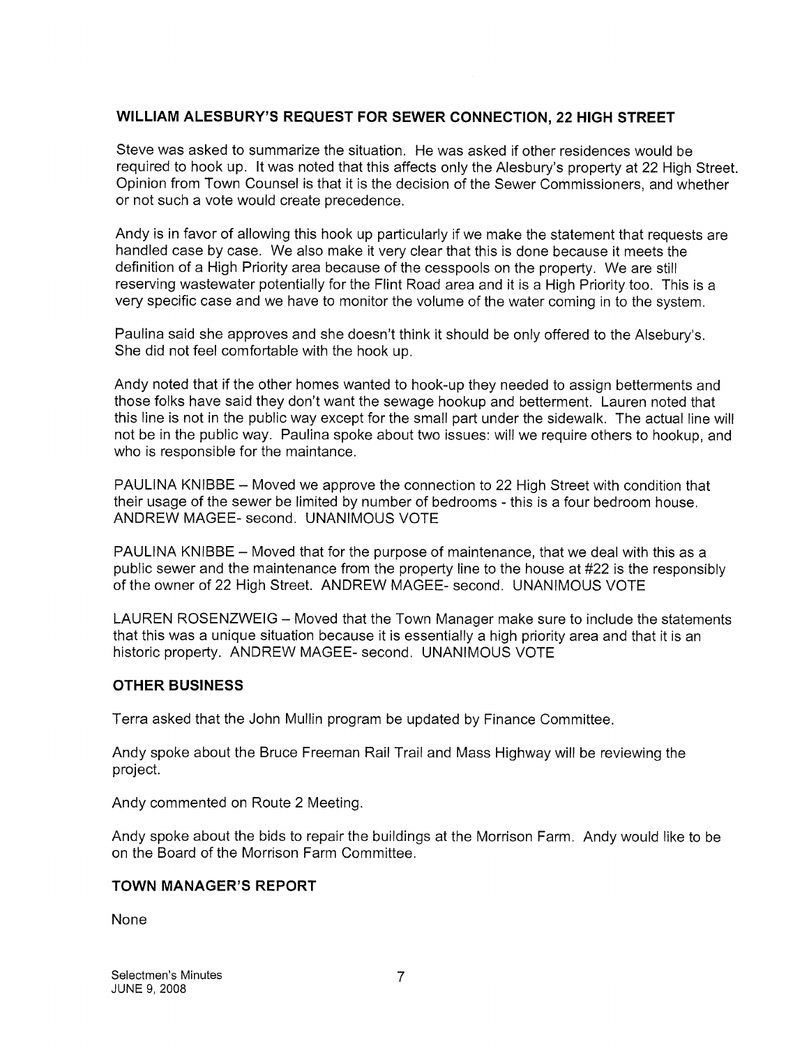### WILLIAM ALESBURY'S REQUEST FOR SEWER CONNECTION, 22 HIGH STREET

Steve was asked to summarize the situation. He was asked if other residences would be required to hook up. It was noted that this affects only the Alesbury's property at 22 High Street. Opinion from Town Counsel is that it is the decision of the Sewer Commissioners, and whether or not such a vote would create precedence.

Andy is in favor of allowing this hook up particularly if we make the statement that requests are handled case by case. We also make it very clear that this is done because it meets the definition of a High Priority area because of the cesspools on the property. We are still reserving wastewater potentially for the Flint Road area and it is a High Priority too. This is a very specific case and we have to monitor the volume of the water coming in to the system.

Paulina said she approves and she doesn't think it should be only offered to the Alsebury's. She did not feel comfortable with the hook up.

Andy noted that if the other homes wanted to hook-up they needed to assign betterments and those folks have said they don't want the sewage hookup and betterment. Lauren noted that this line is not in the public way except for the small part under the sidewalk. The actual line will not be in the public way. Paulina spoke about two issues: will we require others to hookup, and who is responsible for the maintance.

PAULINA KNIBBE – Moved we approve the connection to 22 High Street with condition that their usage of the sewer be limited by number of bedrooms - this is a four bedroom house. ANDREW MAGEE- second. UNANIMOUS VOTE

PAULINA KNIBBE – Moved that for the purpose of maintenance, that we deal with this as a public sewer and the maintenance from the property line to the house at #22 is the responsibly of the owner of 22 High Street. ANDREW MAGEE- second. UNANIMOUS VOTE

LAUREN ROSENZWEIG – Moved that the Town Manager make sure to include the statements that this was a unique situation because it is essentially a high priority area and that it is an historic property. ANDREW MAGEE- second. UNANIMOUS VOTE

### OTHER BUSINESS

Terra asked that the John Mullin program be updated by Finance Committee.

Andy spoke about the Bruce Freeman Rail Trail and Mass Highway will be reviewing the project.

Andy commented on Route 2 Meeting.

Andy spoke about the bids to repair the buildings at the Morrison Farm. Andy would like to be on the Board of the Morrison Farm Committee.

### TOWN MANAGER'S REPORT

None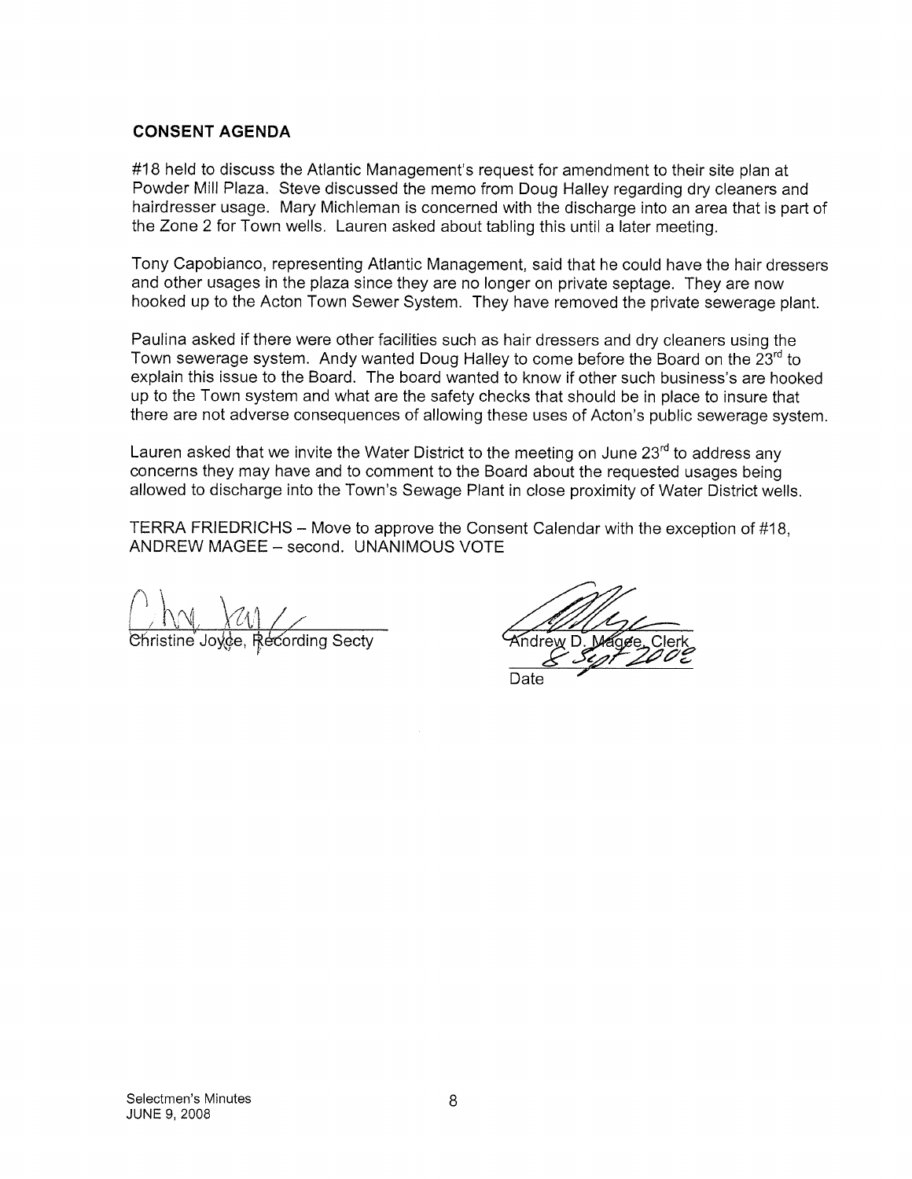## CONSENT AGENDA

#18 held to discuss the Atlantic Management's request for amendment to their site plan at Powder Mill Plaza. Steve discussed the memo from Doug Halley regarding dry cleaners and hairdresser usage. Mary Michleman is concerned with the discharge into an area that is part of the Zone 2 for Town wells. Lauren asked about tabling this until a later meeting.

Tony Capobianco, representing Atlantic Management, said that he could have the hair dressers and other usages in the plaza since they are no longer on private septage. They are now hooked up to the Acton Town Sewer System. They have removed the private sewerage plant.

Paulina asked if there were other facilities such as hair dressers and dry cleaners using the Town sewerage system. Andy wanted Doug Halley to come before the Board on the 23rd to explain this issue to the Board. The board wanted to know if other such business's are hooked up to the Town system and what are the safety checks that should be in place to insure that there are not adverse consequences of allowing these uses of Acton's public sewerage system.

Lauren asked that we invite the Water District to the meeting on June 23rd to address any concerns they may have and to comment to the Board about the requested usages being allowed to discharge into the Town's Sewage Plant in close proximity of Water District wells.

TERRA FRIEDRICHS – Move to approve the Consent Calendar with the exception of #18, ANDREW MAGEE – second. UNANIMOUS VOTE

Christine Joyce, Recording Secty

Andrew D. Magee, Clerk

8 Sept 2008

Date